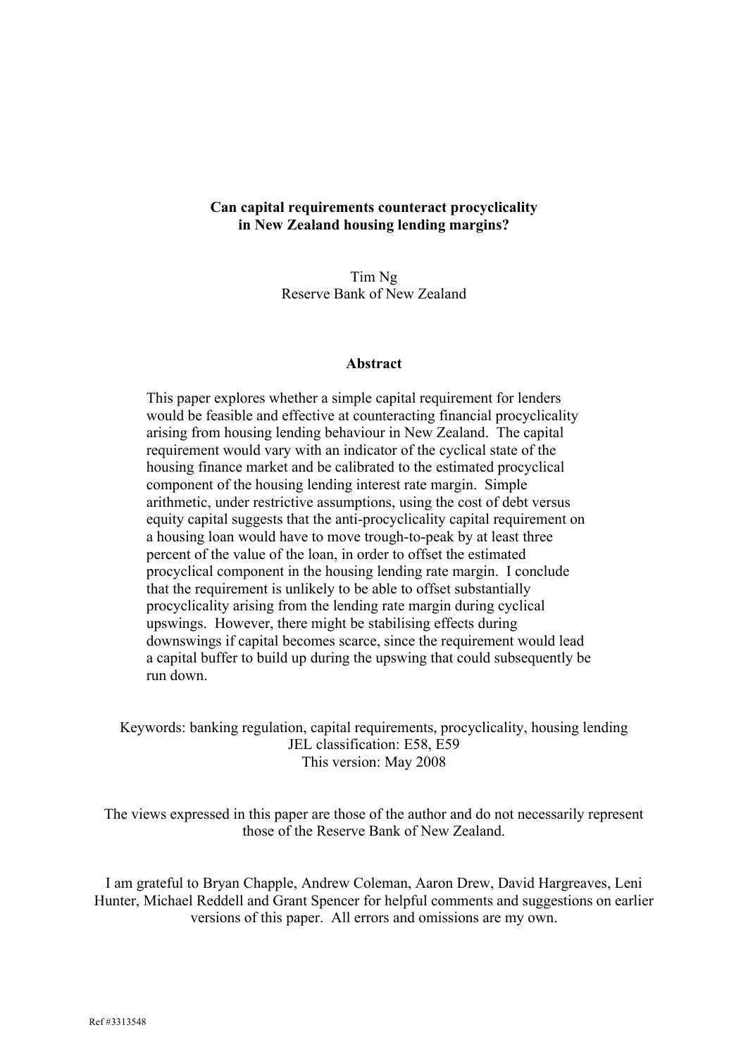# Can capital requirements counteract procyclicality in New Zealand housing lending margins?

Tim Ng
Reserve Bank of New Zealand

## Abstract

This paper explores whether a simple capital requirement for lenders would be feasible and effective at counteracting financial procyclicality arising from housing lending behaviour in New Zealand. The capital requirement would vary with an indicator of the cyclical state of the housing finance market and be calibrated to the estimated procyclical component of the housing lending interest rate margin. Simple arithmetic, under restrictive assumptions, using the cost of debt versus equity capital suggests that the anti-procyclicality capital requirement on a housing loan would have to move trough-to-peak by at least three percent of the value of the loan, in order to offset the estimated procyclical component in the housing lending rate margin. I conclude that the requirement is unlikely to be able to offset substantially procyclicality arising from the lending rate margin during cyclical upswings. However, there might be stabilising effects during downswings if capital becomes scarce, since the requirement would lead a capital buffer to build up during the upswing that could subsequently be run down.

Keywords: banking regulation, capital requirements, procyclicality, housing lending
JEL classification: E58, E59
This version: May 2008

The views expressed in this paper are those of the author and do not necessarily represent those of the Reserve Bank of New Zealand.

I am grateful to Bryan Chapple, Andrew Coleman, Aaron Drew, David Hargreaves, Leni Hunter, Michael Reddell and Grant Spencer for helpful comments and suggestions on earlier versions of this paper. All errors and omissions are my own.

Ref #3313548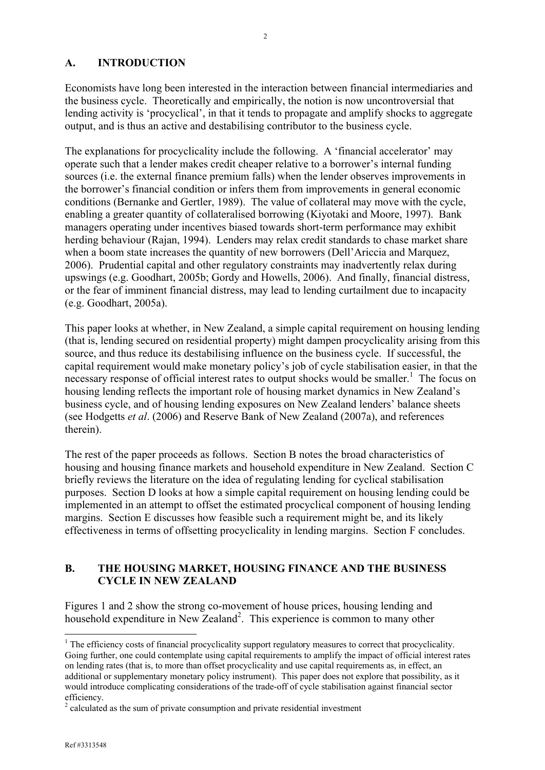## A. INTRODUCTION

Economists have long been interested in the interaction between financial intermediaries and the business cycle. Theoretically and empirically, the notion is now uncontroversial that lending activity is 'procyclical', in that it tends to propagate and amplify shocks to aggregate output, and is thus an active and destabilising contributor to the business cycle.

The explanations for procyclicality include the following. A 'financial accelerator' may operate such that a lender makes credit cheaper relative to a borrower's internal funding sources (i.e. the external finance premium falls) when the lender observes improvements in the borrower's financial condition or infers them from improvements in general economic conditions (Bernanke and Gertler, 1989). The value of collateral may move with the cycle, enabling a greater quantity of collateralised borrowing (Kiyotaki and Moore, 1997). Bank managers operating under incentives biased towards short-term performance may exhibit herding behaviour (Rajan, 1994). Lenders may relax credit standards to chase market share when a boom state increases the quantity of new borrowers (Dell'Ariccia and Marquez, 2006). Prudential capital and other regulatory constraints may inadvertently relax during upswings (e.g. Goodhart, 2005b; Gordy and Howells, 2006). And finally, financial distress, or the fear of imminent financial distress, may lead to lending curtailment due to incapacity (e.g. Goodhart, 2005a).

This paper looks at whether, in New Zealand, a simple capital requirement on housing lending (that is, lending secured on residential property) might dampen procyclicality arising from this source, and thus reduce its destabilising influence on the business cycle. If successful, the capital requirement would make monetary policy's job of cycle stabilisation easier, in that the necessary response of official interest rates to output shocks would be smaller.[1] The focus on housing lending reflects the important role of housing market dynamics in New Zealand's business cycle, and of housing lending exposures on New Zealand lenders' balance sheets (see Hodgetts *et al*. (2006) and Reserve Bank of New Zealand (2007a), and references therein).

The rest of the paper proceeds as follows. Section B notes the broad characteristics of housing and housing finance markets and household expenditure in New Zealand. Section C briefly reviews the literature on the idea of regulating lending for cyclical stabilisation purposes. Section D looks at how a simple capital requirement on housing lending could be implemented in an attempt to offset the estimated procyclical component of housing lending margins. Section E discusses how feasible such a requirement might be, and its likely effectiveness in terms of offsetting procyclicality in lending margins. Section F concludes.

## B. THE HOUSING MARKET, HOUSING FINANCE AND THE BUSINESS CYCLE IN NEW ZEALAND

Figures 1 and 2 show the strong co-movement of house prices, housing lending and household expenditure in New Zealand[2]. This experience is common to many other

---

[1] The efficiency costs of financial procyclicality support regulatory measures to correct that procyclicality. Going further, one could contemplate using capital requirements to amplify the impact of official interest rates on lending rates (that is, to more than offset procyclicality and use capital requirements as, in effect, an additional or supplementary monetary policy instrument). This paper does not explore that possibility, as it would introduce complicating considerations of the trade-off of cycle stabilisation against financial sector efficiency.

[2] calculated as the sum of private consumption and private residential investment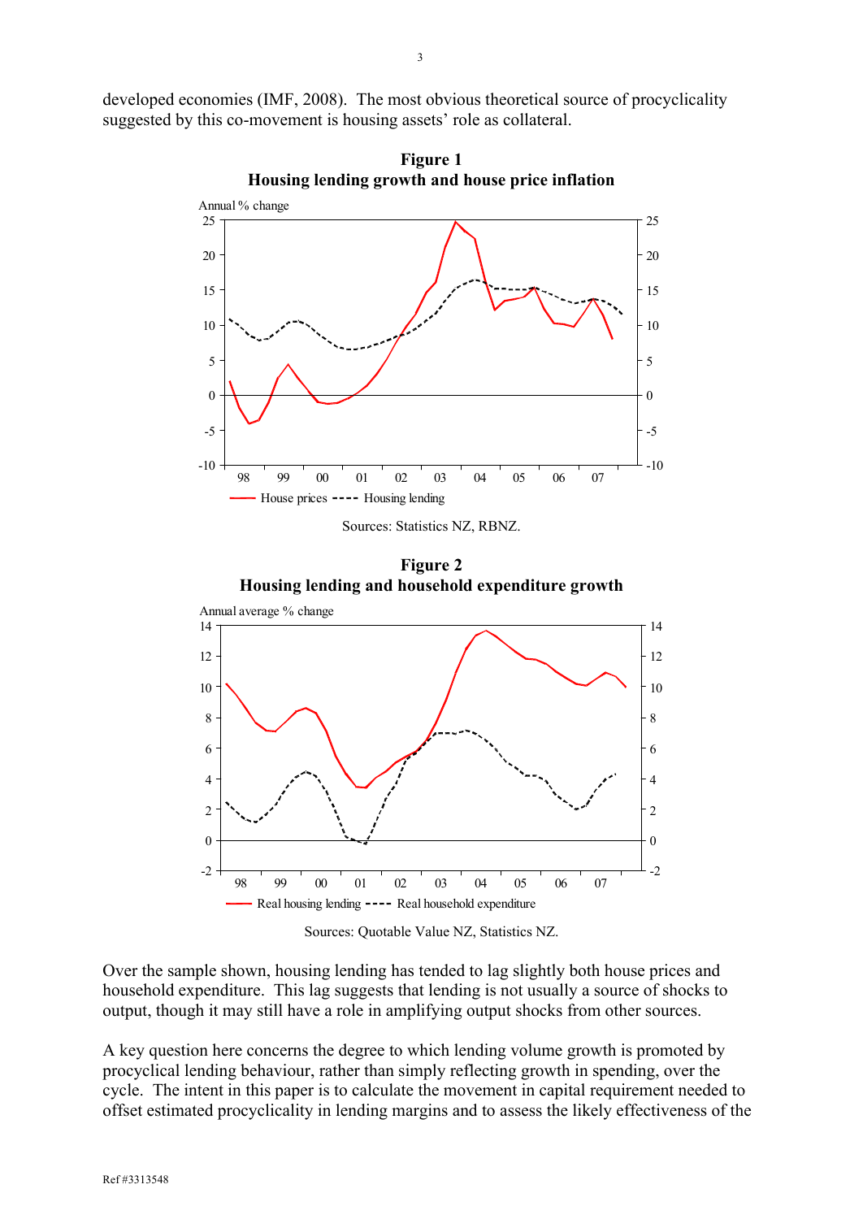developed economies (IMF, 2008). The most obvious theoretical source of procyclicality suggested by this co-movement is housing assets' role as collateral.

**Figure 1**
**Housing lending growth and house price inflation**

Sources: Statistics NZ, RBNZ.

**Figure 2**
**Housing lending and household expenditure growth**

Sources: Quotable Value NZ, Statistics NZ.

Over the sample shown, housing lending has tended to lag slightly both house prices and household expenditure. This lag suggests that lending is not usually a source of shocks to output, though it may still have a role in amplifying output shocks from other sources.

A key question here concerns the degree to which lending volume growth is promoted by procyclical lending behaviour, rather than simply reflecting growth in spending, over the cycle. The intent in this paper is to calculate the movement in capital requirement needed to offset estimated procyclicality in lending margins and to assess the likely effectiveness of the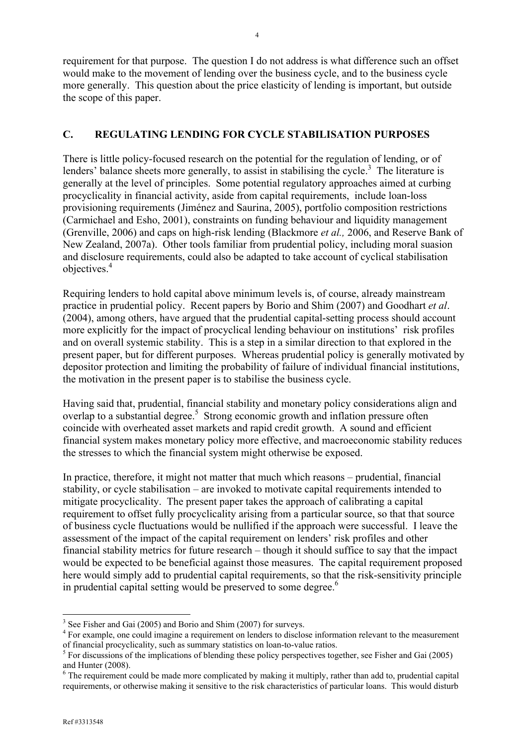requirement for that purpose. The question I do not address is what difference such an offset would make to the movement of lending over the business cycle, and to the business cycle more generally. This question about the price elasticity of lending is important, but outside the scope of this paper.

## C. REGULATING LENDING FOR CYCLE STABILISATION PURPOSES

There is little policy-focused research on the potential for the regulation of lending, or of lenders' balance sheets more generally, to assist in stabilising the cycle.[3] The literature is generally at the level of principles. Some potential regulatory approaches aimed at curbing procyclicality in financial activity, aside from capital requirements, include loan-loss provisioning requirements (Jiménez and Saurina, 2005), portfolio composition restrictions (Carmichael and Esho, 2001), constraints on funding behaviour and liquidity management (Grenville, 2006) and caps on high-risk lending (Blackmore *et al.,* 2006, and Reserve Bank of New Zealand, 2007a). Other tools familiar from prudential policy, including moral suasion and disclosure requirements, could also be adapted to take account of cyclical stabilisation objectives.[4]

Requiring lenders to hold capital above minimum levels is, of course, already mainstream practice in prudential policy. Recent papers by Borio and Shim (2007) and Goodhart *et al*. (2004), among others, have argued that the prudential capital-setting process should account more explicitly for the impact of procyclical lending behaviour on institutions' risk profiles and on overall systemic stability. This is a step in a similar direction to that explored in the present paper, but for different purposes. Whereas prudential policy is generally motivated by depositor protection and limiting the probability of failure of individual financial institutions, the motivation in the present paper is to stabilise the business cycle.

Having said that, prudential, financial stability and monetary policy considerations align and overlap to a substantial degree.[5] Strong economic growth and inflation pressure often coincide with overheated asset markets and rapid credit growth. A sound and efficient financial system makes monetary policy more effective, and macroeconomic stability reduces the stresses to which the financial system might otherwise be exposed.

In practice, therefore, it might not matter that much which reasons – prudential, financial stability, or cycle stabilisation – are invoked to motivate capital requirements intended to mitigate procyclicality. The present paper takes the approach of calibrating a capital requirement to offset fully procyclicality arising from a particular source, so that that source of business cycle fluctuations would be nullified if the approach were successful. I leave the assessment of the impact of the capital requirement on lenders' risk profiles and other financial stability metrics for future research – though it should suffice to say that the impact would be expected to be beneficial against those measures. The capital requirement proposed here would simply add to prudential capital requirements, so that the risk-sensitivity principle in prudential capital setting would be preserved to some degree.[6]

---

[3] See Fisher and Gai (2005) and Borio and Shim (2007) for surveys.

[4] For example, one could imagine a requirement on lenders to disclose information relevant to the measurement of financial procyclicality, such as summary statistics on loan-to-value ratios.

[5] For discussions of the implications of blending these policy perspectives together, see Fisher and Gai (2005) and Hunter (2008).

[6] The requirement could be made more complicated by making it multiply, rather than add to, prudential capital requirements, or otherwise making it sensitive to the risk characteristics of particular loans. This would disturb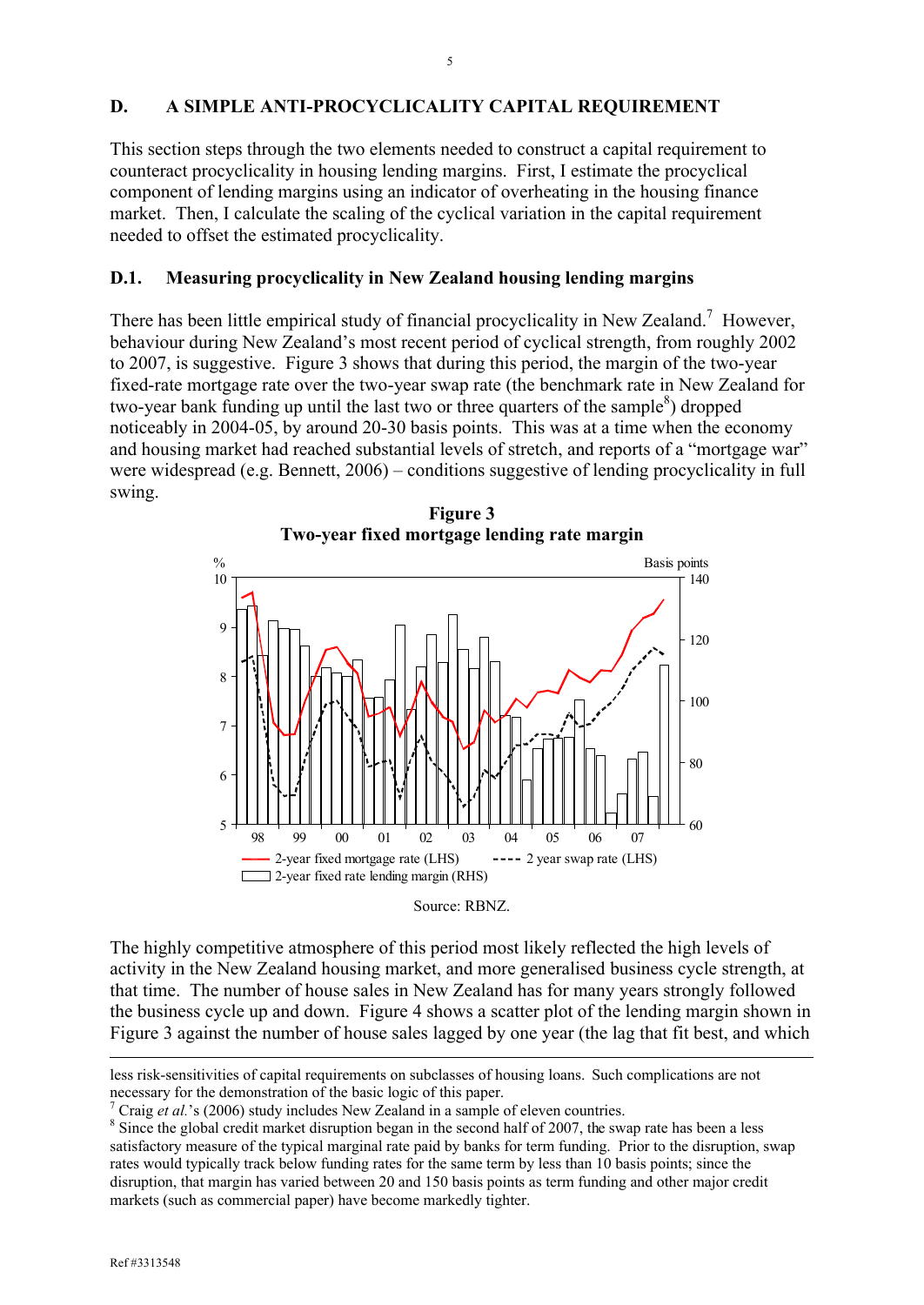## D. A SIMPLE ANTI-PROCYCLICALITY CAPITAL REQUIREMENT

This section steps through the two elements needed to construct a capital requirement to counteract procyclicality in housing lending margins. First, I estimate the procyclical component of lending margins using an indicator of overheating in the housing finance market. Then, I calculate the scaling of the cyclical variation in the capital requirement needed to offset the estimated procyclicality.

### D.1. Measuring procyclicality in New Zealand housing lending margins

There has been little empirical study of financial procyclicality in New Zealand.[7] However, behaviour during New Zealand's most recent period of cyclical strength, from roughly 2002 to 2007, is suggestive. Figure 3 shows that during this period, the margin of the two-year fixed-rate mortgage rate over the two-year swap rate (the benchmark rate in New Zealand for two-year bank funding up until the last two or three quarters of the sample[8]) dropped noticeably in 2004-05, by around 20-30 basis points. This was at a time when the economy and housing market had reached substantial levels of stretch, and reports of a "mortgage war" were widespread (e.g. Bennett, 2006) – conditions suggestive of lending procyclicality in full swing.

**Figure 3**
**Two-year fixed mortgage lending rate margin**

%
Basis points
10 9 8 7 6 5
140 120 100 80 60
98 99 00 01 02 03 04 05 06 07
2-year fixed mortgage rate (LHS)
2 year swap rate (LHS)
2-year fixed rate lending margin (RHS)

Source: RBNZ.

The highly competitive atmosphere of this period most likely reflected the high levels of activity in the New Zealand housing market, and more generalised business cycle strength, at that time. The number of house sales in New Zealand has for many years strongly followed the business cycle up and down. Figure 4 shows a scatter plot of the lending margin shown in Figure 3 against the number of house sales lagged by one year (the lag that fit best, and which

---

less risk-sensitivities of capital requirements on subclasses of housing loans. Such complications are not necessary for the demonstration of the basic logic of this paper.

[7] Craig *et al.*'s (2006) study includes New Zealand in a sample of eleven countries.

[8] Since the global credit market disruption began in the second half of 2007, the swap rate has been a less satisfactory measure of the typical marginal rate paid by banks for term funding. Prior to the disruption, swap rates would typically track below funding rates for the same term by less than 10 basis points; since the disruption, that margin has varied between 20 and 150 basis points as term funding and other major credit markets (such as commercial paper) have become markedly tighter.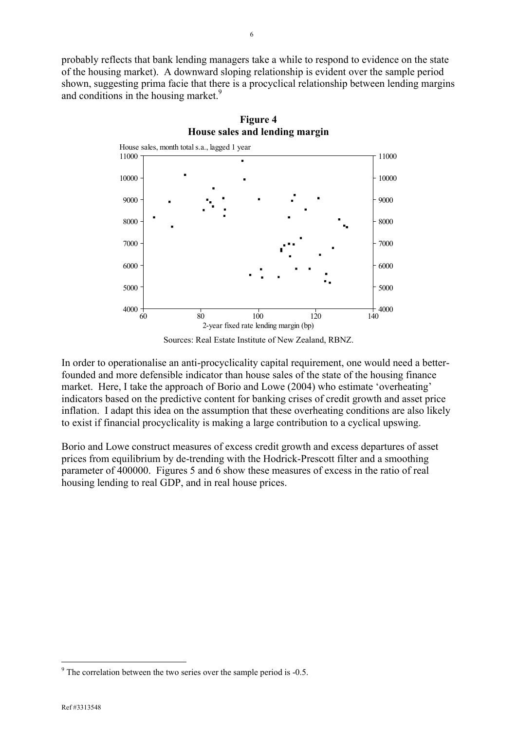probably reflects that bank lending managers take a while to respond to evidence on the state of the housing market). A downward sloping relationship is evident over the sample period shown, suggesting prima facie that there is a procyclical relationship between lending margins and conditions in the housing market.[9]

**Figure 4**
**House sales and lending margin**

House sales, month total s.a., lagged 1 year

11000
10000
9000
8000
7000
6000
5000
4000

60
80
100
120
140

2-year fixed rate lending margin (bp)

Sources: Real Estate Institute of New Zealand, RBNZ.

In order to operationalise an anti-procyclicality capital requirement, one would need a better-founded and more defensible indicator than house sales of the state of the housing finance market. Here, I take the approach of Borio and Lowe (2004) who estimate 'overheating' indicators based on the predictive content for banking crises of credit growth and asset price inflation. I adapt this idea on the assumption that these overheating conditions are also likely to exist if financial procyclicality is making a large contribution to a cyclical upswing.

Borio and Lowe construct measures of excess credit growth and excess departures of asset prices from equilibrium by de-trending with the Hodrick-Prescott filter and a smoothing parameter of 400000. Figures 5 and 6 show these measures of excess in the ratio of real housing lending to real GDP, and in real house prices.

[9] The correlation between the two series over the sample period is -0.5.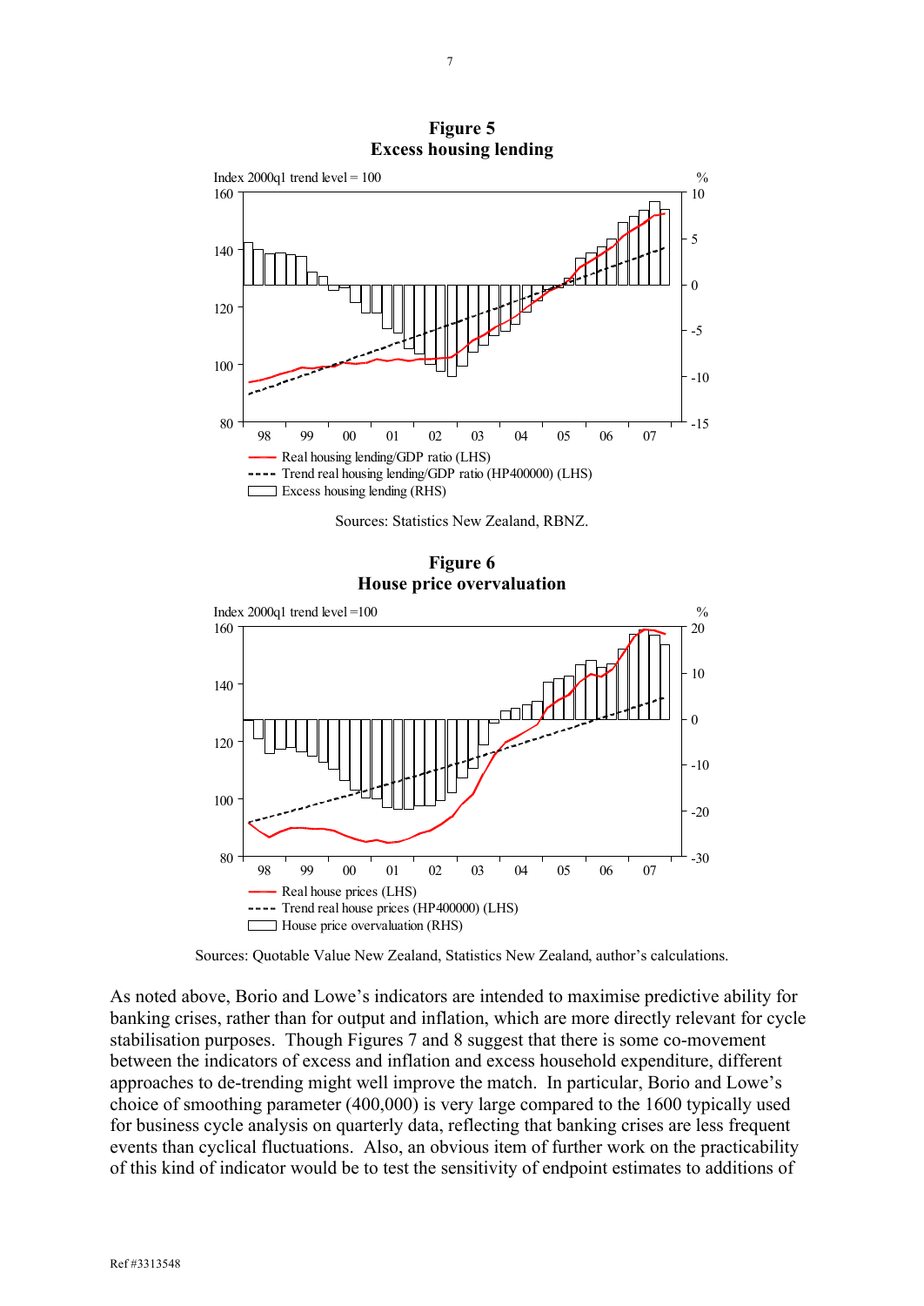**Figure 5**
**Excess housing lending**

Index 2000q1 trend level = 100

%

160 140 120 100 80

10 5 0 -5 -10 -15

98 99 00 01 02 03 04 05 06 07

Real housing lending/GDP ratio (LHS)

Trend real housing lending/GDP ratio (HP400000) (LHS)

Excess housing lending (RHS)

Sources: Statistics New Zealand, RBNZ.

**Figure 6**
**House price overvaluation**

Index 2000q1 trend level =100

%

160 140 120 100 80

20 10 0 -10 -20 -30

98 99 00 01 02 03 04 05 06 07

Real house prices (LHS)

Trend real house prices (HP400000) (LHS)

House price overvaluation (RHS)

Sources: Quotable Value New Zealand, Statistics New Zealand, author's calculations.

As noted above, Borio and Lowe's indicators are intended to maximise predictive ability for banking crises, rather than for output and inflation, which are more directly relevant for cycle stabilisation purposes. Though Figures 7 and 8 suggest that there is some co-movement between the indicators of excess and inflation and excess household expenditure, different approaches to de-trending might well improve the match. In particular, Borio and Lowe's choice of smoothing parameter (400,000) is very large compared to the 1600 typically used for business cycle analysis on quarterly data, reflecting that banking crises are less frequent events than cyclical fluctuations. Also, an obvious item of further work on the practicability of this kind of indicator would be to test the sensitivity of endpoint estimates to additions of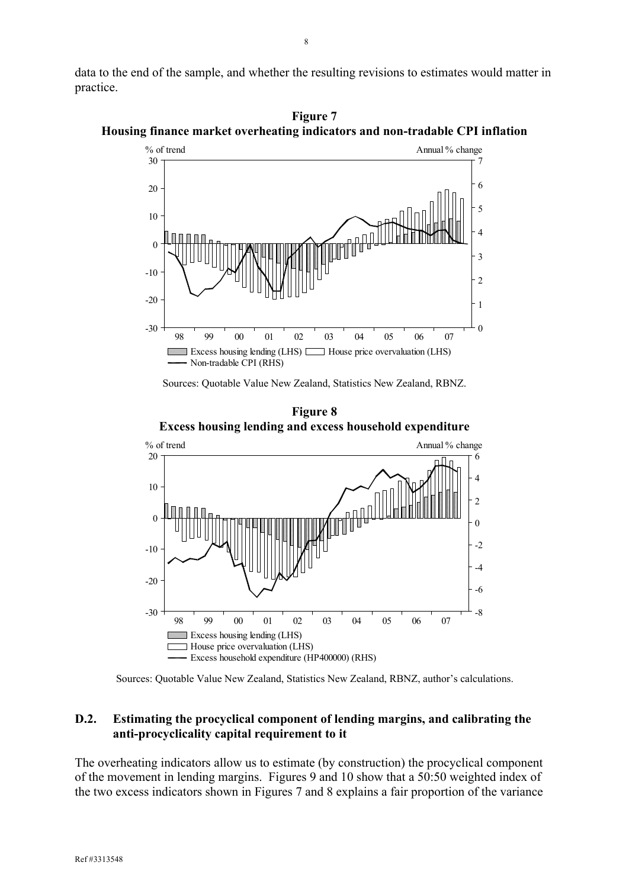data to the end of the sample, and whether the resulting revisions to estimates would matter in practice.

**Figure 7**
**Housing finance market overheating indicators and non-tradable CPI inflation**

% of trend

Annual % change

30
20
10
0
-10
-20
-30

7
6
5
4
3
2
1
0

98 99 00 01 02 03 04 05 06 07

Excess housing lending (LHS)
House price overvaluation (LHS)
Non-tradable CPI (RHS)

Sources: Quotable Value New Zealand, Statistics New Zealand, RBNZ.

**Figure 8**
**Excess housing lending and excess household expenditure**

% of trend

Annual % change

20
10
0
-10
-20
-30

6
4
2
0
-2
-4
-6
-8

98 99 00 01 02 03 04 05 06 07

Excess housing lending (LHS)
House price overvaluation (LHS)
Excess household expenditure (HP400000) (RHS)

Sources: Quotable Value New Zealand, Statistics New Zealand, RBNZ, author's calculations.

### D.2. Estimating the procyclical component of lending margins, and calibrating the anti-procyclicality capital requirement to it

The overheating indicators allow us to estimate (by construction) the procyclical component of the movement in lending margins. Figures 9 and 10 show that a 50:50 weighted index of the two excess indicators shown in Figures 7 and 8 explains a fair proportion of the variance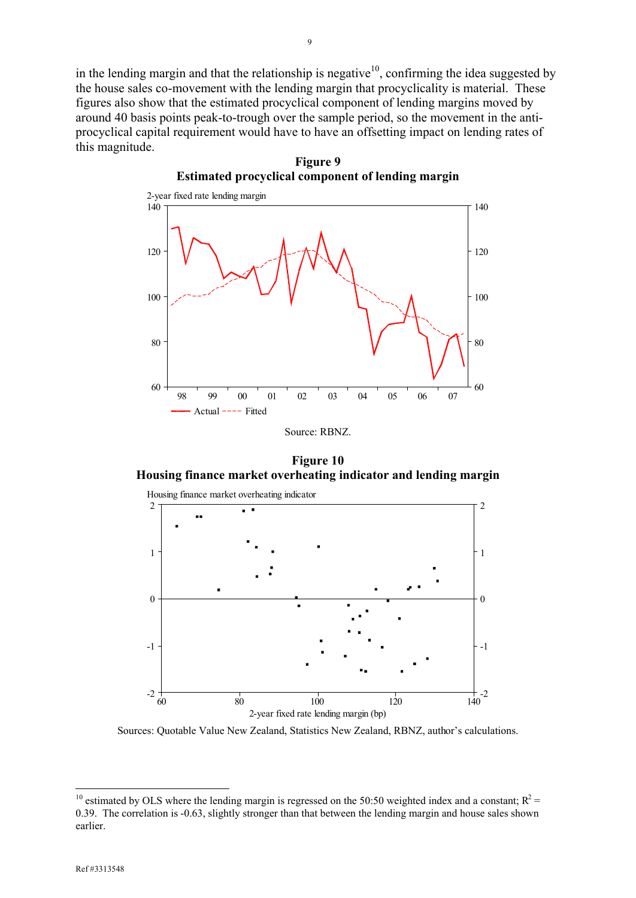in the lending margin and that the relationship is negative[10], confirming the idea suggested by the house sales co-movement with the lending margin that procyclicality is material. These figures also show that the estimated procyclical component of lending margins moved by around 40 basis points peak-to-trough over the sample period, so the movement in the anti-procyclical capital requirement would have to have an offsetting impact on lending rates of this magnitude.

**Figure 9**
**Estimated procyclical component of lending margin**

2-year fixed rate lending margin

140
120
100
80
60

98 99 00 01 02 03 04 05 06 07

Actual
Fitted

Source: RBNZ.

**Figure 10**
**Housing finance market overheating indicator and lending margin**

Housing finance market overheating indicator

2
1
0
-1
-2

60 80 100 120 140

2-year fixed rate lending margin (bp)

Sources: Quotable Value New Zealand, Statistics New Zealand, RBNZ, author's calculations.

---

[10] estimated by OLS where the lending margin is regressed on the 50:50 weighted index and a constant; $R^2$ = 0.39. The correlation is -0.63, slightly stronger than that between the lending margin and house sales shown earlier.

Ref #3313548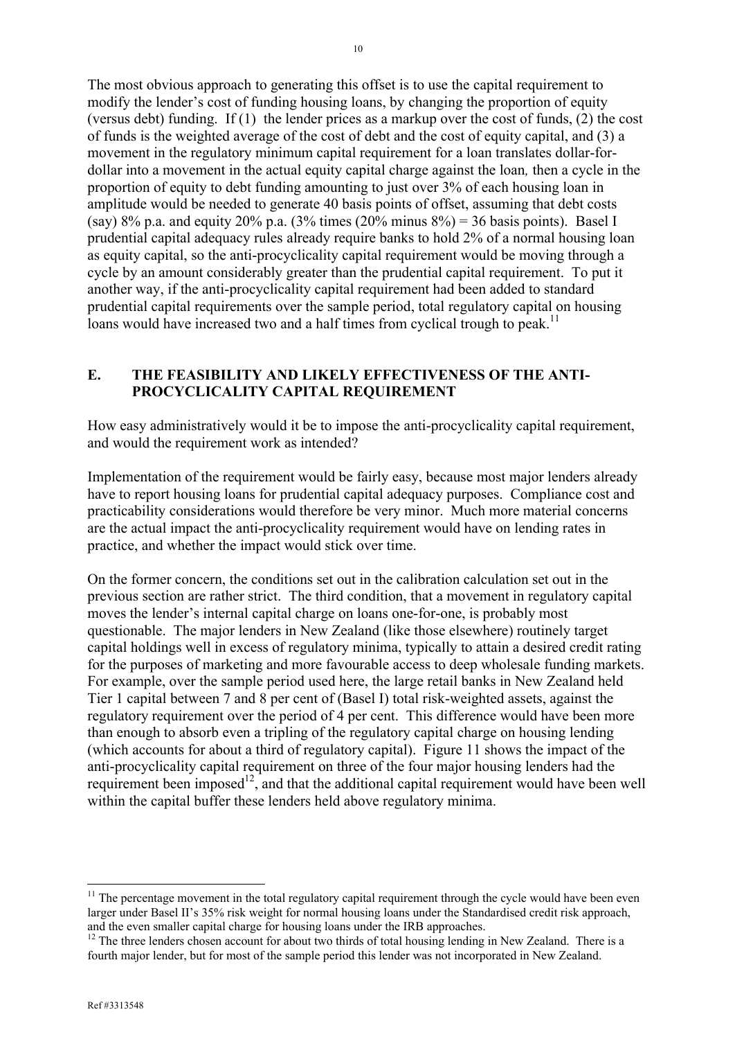The most obvious approach to generating this offset is to use the capital requirement to modify the lender's cost of funding housing loans, by changing the proportion of equity (versus debt) funding. If (1) the lender prices as a markup over the cost of funds, (2) the cost of funds is the weighted average of the cost of debt and the cost of equity capital, and (3) a movement in the regulatory minimum capital requirement for a loan translates dollar-for-dollar into a movement in the actual equity capital charge against the loan*,* then a cycle in the proportion of equity to debt funding amounting to just over 3% of each housing loan in amplitude would be needed to generate 40 basis points of offset, assuming that debt costs (say) 8% p.a. and equity 20% p.a. (3% times (20% minus 8%) = 36 basis points). Basel I prudential capital adequacy rules already require banks to hold 2% of a normal housing loan as equity capital, so the anti-procyclicality capital requirement would be moving through a cycle by an amount considerably greater than the prudential capital requirement. To put it another way, if the anti-procyclicality capital requirement had been added to standard prudential capital requirements over the sample period, total regulatory capital on housing loans would have increased two and a half times from cyclical trough to peak.[11]

## E. THE FEASIBILITY AND LIKELY EFFECTIVENESS OF THE ANTI-PROCYCLICALITY CAPITAL REQUIREMENT

How easy administratively would it be to impose the anti-procyclicality capital requirement, and would the requirement work as intended?

Implementation of the requirement would be fairly easy, because most major lenders already have to report housing loans for prudential capital adequacy purposes. Compliance cost and practicability considerations would therefore be very minor. Much more material concerns are the actual impact the anti-procyclicality requirement would have on lending rates in practice, and whether the impact would stick over time.

On the former concern, the conditions set out in the calibration calculation set out in the previous section are rather strict. The third condition, that a movement in regulatory capital moves the lender's internal capital charge on loans one-for-one, is probably most questionable. The major lenders in New Zealand (like those elsewhere) routinely target capital holdings well in excess of regulatory minima, typically to attain a desired credit rating for the purposes of marketing and more favourable access to deep wholesale funding markets. For example, over the sample period used here, the large retail banks in New Zealand held Tier 1 capital between 7 and 8 per cent of (Basel I) total risk-weighted assets, against the regulatory requirement over the period of 4 per cent. This difference would have been more than enough to absorb even a tripling of the regulatory capital charge on housing lending (which accounts for about a third of regulatory capital). Figure 11 shows the impact of the anti-procyclicality capital requirement on three of the four major housing lenders had the requirement been imposed[12], and that the additional capital requirement would have been well within the capital buffer these lenders held above regulatory minima.

---

[11] The percentage movement in the total regulatory capital requirement through the cycle would have been even larger under Basel II's 35% risk weight for normal housing loans under the Standardised credit risk approach, and the even smaller capital charge for housing loans under the IRB approaches.

[12] The three lenders chosen account for about two thirds of total housing lending in New Zealand. There is a fourth major lender, but for most of the sample period this lender was not incorporated in New Zealand.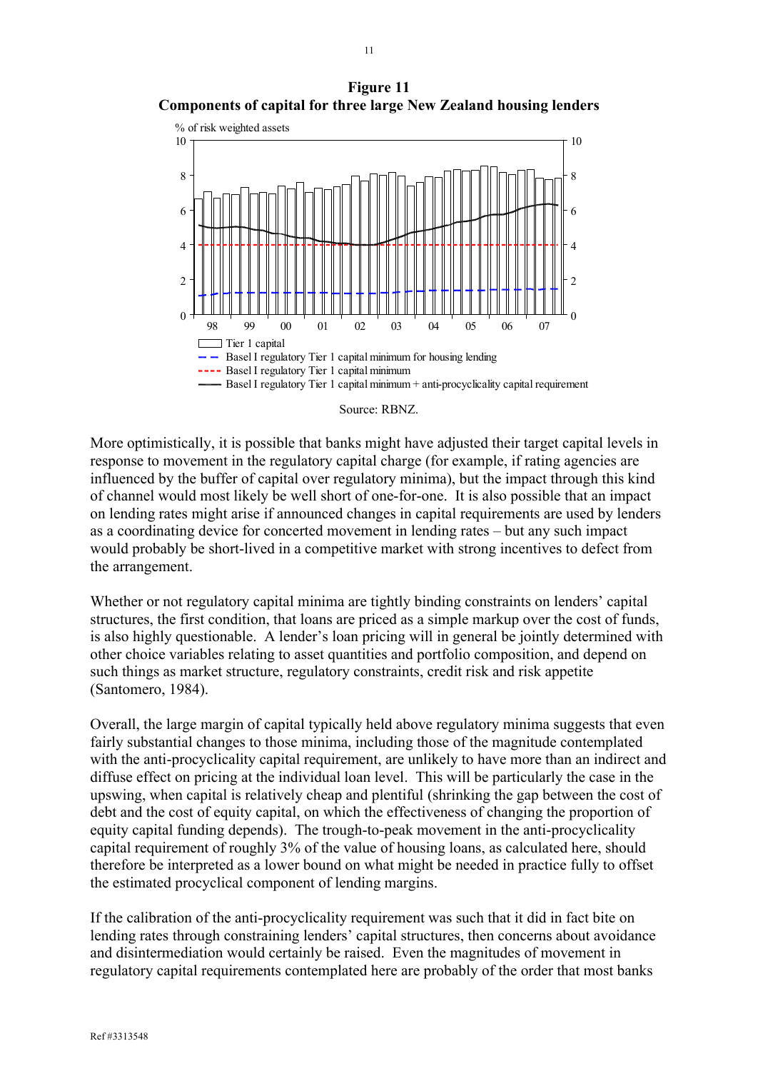**Figure 11**
**Components of capital for three large New Zealand housing lenders**

% of risk weighted assets

10
8
6
4
2
0

98 99 00 01 02 03 04 05 06 07

Tier 1 capital
Basel I regulatory Tier 1 capital minimum for housing lending
Basel I regulatory Tier 1 capital minimum
Basel I regulatory Tier 1 capital minimum + anti-procyclicality capital requirement

Source: RBNZ.

More optimistically, it is possible that banks might have adjusted their target capital levels in response to movement in the regulatory capital charge (for example, if rating agencies are influenced by the buffer of capital over regulatory minima), but the impact through this kind of channel would most likely be well short of one-for-one. It is also possible that an impact on lending rates might arise if announced changes in capital requirements are used by lenders as a coordinating device for concerted movement in lending rates – but any such impact would probably be short-lived in a competitive market with strong incentives to defect from the arrangement.

Whether or not regulatory capital minima are tightly binding constraints on lenders' capital structures, the first condition, that loans are priced as a simple markup over the cost of funds, is also highly questionable. A lender's loan pricing will in general be jointly determined with other choice variables relating to asset quantities and portfolio composition, and depend on such things as market structure, regulatory constraints, credit risk and risk appetite (Santomero, 1984).

Overall, the large margin of capital typically held above regulatory minima suggests that even fairly substantial changes to those minima, including those of the magnitude contemplated with the anti-procyclicality capital requirement, are unlikely to have more than an indirect and diffuse effect on pricing at the individual loan level. This will be particularly the case in the upswing, when capital is relatively cheap and plentiful (shrinking the gap between the cost of debt and the cost of equity capital, on which the effectiveness of changing the proportion of equity capital funding depends). The trough-to-peak movement in the anti-procyclicality capital requirement of roughly 3% of the value of housing loans, as calculated here, should therefore be interpreted as a lower bound on what might be needed in practice fully to offset the estimated procyclical component of lending margins.

If the calibration of the anti-procyclicality requirement was such that it did in fact bite on lending rates through constraining lenders' capital structures, then concerns about avoidance and disintermediation would certainly be raised. Even the magnitudes of movement in regulatory capital requirements contemplated here are probably of the order that most banks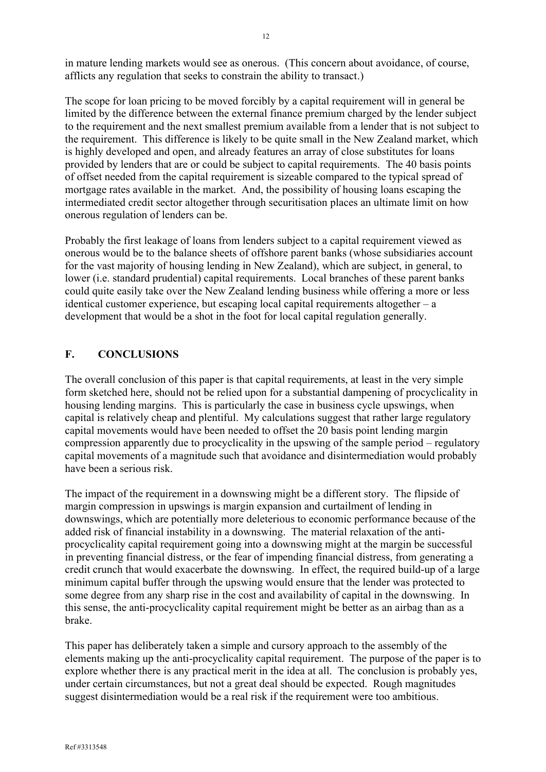in mature lending markets would see as onerous. (This concern about avoidance, of course, afflicts any regulation that seeks to constrain the ability to transact.)

The scope for loan pricing to be moved forcibly by a capital requirement will in general be limited by the difference between the external finance premium charged by the lender subject to the requirement and the next smallest premium available from a lender that is not subject to the requirement. This difference is likely to be quite small in the New Zealand market, which is highly developed and open, and already features an array of close substitutes for loans provided by lenders that are or could be subject to capital requirements. The 40 basis points of offset needed from the capital requirement is sizeable compared to the typical spread of mortgage rates available in the market. And, the possibility of housing loans escaping the intermediated credit sector altogether through securitisation places an ultimate limit on how onerous regulation of lenders can be.

Probably the first leakage of loans from lenders subject to a capital requirement viewed as onerous would be to the balance sheets of offshore parent banks (whose subsidiaries account for the vast majority of housing lending in New Zealand), which are subject, in general, to lower (i.e. standard prudential) capital requirements. Local branches of these parent banks could quite easily take over the New Zealand lending business while offering a more or less identical customer experience, but escaping local capital requirements altogether – a development that would be a shot in the foot for local capital regulation generally.

## F. CONCLUSIONS

The overall conclusion of this paper is that capital requirements, at least in the very simple form sketched here, should not be relied upon for a substantial dampening of procyclicality in housing lending margins. This is particularly the case in business cycle upswings, when capital is relatively cheap and plentiful. My calculations suggest that rather large regulatory capital movements would have been needed to offset the 20 basis point lending margin compression apparently due to procyclicality in the upswing of the sample period – regulatory capital movements of a magnitude such that avoidance and disintermediation would probably have been a serious risk.

The impact of the requirement in a downswing might be a different story. The flipside of margin compression in upswings is margin expansion and curtailment of lending in downswings, which are potentially more deleterious to economic performance because of the added risk of financial instability in a downswing. The material relaxation of the anti-procyclicality capital requirement going into a downswing might at the margin be successful in preventing financial distress, or the fear of impending financial distress, from generating a credit crunch that would exacerbate the downswing. In effect, the required build-up of a large minimum capital buffer through the upswing would ensure that the lender was protected to some degree from any sharp rise in the cost and availability of capital in the downswing. In this sense, the anti-procyclicality capital requirement might be better as an airbag than as a brake.

This paper has deliberately taken a simple and cursory approach to the assembly of the elements making up the anti-procyclicality capital requirement. The purpose of the paper is to explore whether there is any practical merit in the idea at all. The conclusion is probably yes, under certain circumstances, but not a great deal should be expected. Rough magnitudes suggest disintermediation would be a real risk if the requirement were too ambitious.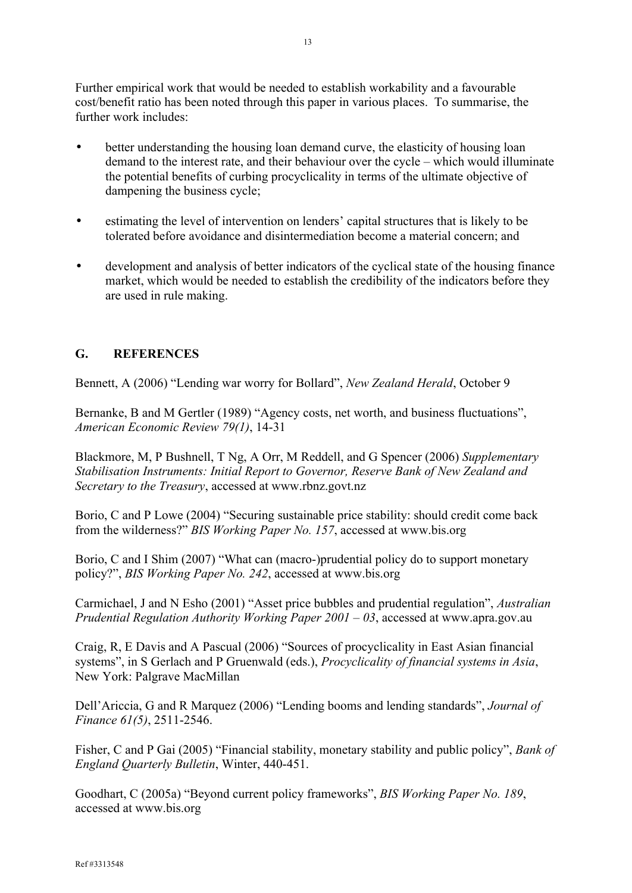Further empirical work that would be needed to establish workability and a favourable cost/benefit ratio has been noted through this paper in various places. To summarise, the further work includes:

- better understanding the housing loan demand curve, the elasticity of housing loan demand to the interest rate, and their behaviour over the cycle – which would illuminate the potential benefits of curbing procyclicality in terms of the ultimate objective of dampening the business cycle;
- estimating the level of intervention on lenders' capital structures that is likely to be tolerated before avoidance and disintermediation become a material concern; and
- development and analysis of better indicators of the cyclical state of the housing finance market, which would be needed to establish the credibility of the indicators before they are used in rule making.

## G. REFERENCES

Bennett, A (2006) "Lending war worry for Bollard", *New Zealand Herald*, October 9

Bernanke, B and M Gertler (1989) "Agency costs, net worth, and business fluctuations", *American Economic Review 79(1)*, 14-31

Blackmore, M, P Bushnell, T Ng, A Orr, M Reddell, and G Spencer (2006) *Supplementary Stabilisation Instruments: Initial Report to Governor, Reserve Bank of New Zealand and Secretary to the Treasury*, accessed at www.rbnz.govt.nz

Borio, C and P Lowe (2004) "Securing sustainable price stability: should credit come back from the wilderness?" *BIS Working Paper No. 157*, accessed at www.bis.org

Borio, C and I Shim (2007) "What can (macro-)prudential policy do to support monetary policy?", *BIS Working Paper No. 242*, accessed at www.bis.org

Carmichael, J and N Esho (2001) "Asset price bubbles and prudential regulation", *Australian Prudential Regulation Authority Working Paper 2001 – 03*, accessed at www.apra.gov.au

Craig, R, E Davis and A Pascual (2006) "Sources of procyclicality in East Asian financial systems", in S Gerlach and P Gruenwald (eds.), *Procyclicality of financial systems in Asia*, New York: Palgrave MacMillan

Dell'Ariccia, G and R Marquez (2006) "Lending booms and lending standards", *Journal of Finance 61(5)*, 2511-2546.

Fisher, C and P Gai (2005) "Financial stability, monetary stability and public policy", *Bank of England Quarterly Bulletin*, Winter, 440-451.

Goodhart, C (2005a) "Beyond current policy frameworks", *BIS Working Paper No. 189*, accessed at www.bis.org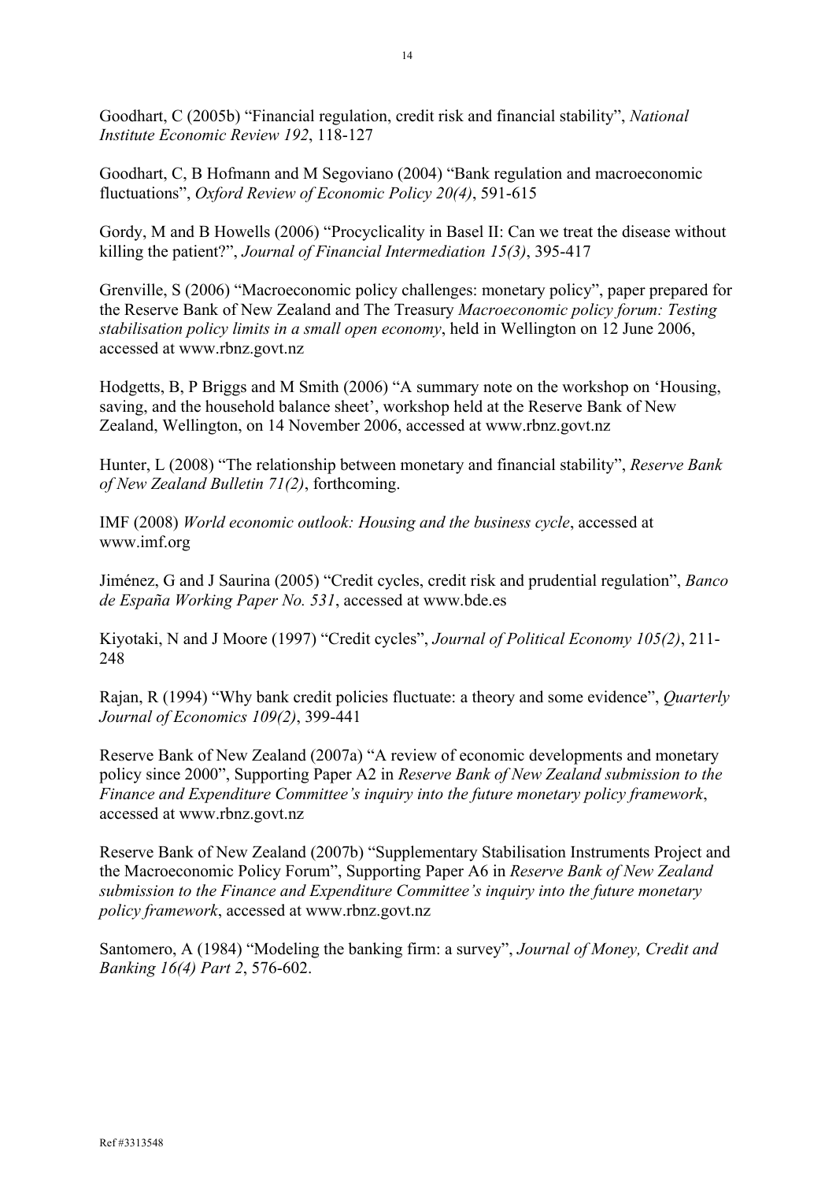Goodhart, C (2005b) "Financial regulation, credit risk and financial stability", *National Institute Economic Review 192*, 118-127

Goodhart, C, B Hofmann and M Segoviano (2004) "Bank regulation and macroeconomic fluctuations", *Oxford Review of Economic Policy 20(4)*, 591-615

Gordy, M and B Howells (2006) "Procyclicality in Basel II: Can we treat the disease without killing the patient?", *Journal of Financial Intermediation 15(3)*, 395-417

Grenville, S (2006) "Macroeconomic policy challenges: monetary policy", paper prepared for the Reserve Bank of New Zealand and The Treasury *Macroeconomic policy forum: Testing stabilisation policy limits in a small open economy*, held in Wellington on 12 June 2006, accessed at www.rbnz.govt.nz

Hodgetts, B, P Briggs and M Smith (2006) "A summary note on the workshop on 'Housing, saving, and the household balance sheet', workshop held at the Reserve Bank of New Zealand, Wellington, on 14 November 2006, accessed at www.rbnz.govt.nz

Hunter, L (2008) "The relationship between monetary and financial stability", *Reserve Bank of New Zealand Bulletin 71(2)*, forthcoming.

IMF (2008) *World economic outlook: Housing and the business cycle*, accessed at www.imf.org

Jiménez, G and J Saurina (2005) "Credit cycles, credit risk and prudential regulation", *Banco de España Working Paper No. 531*, accessed at www.bde.es

Kiyotaki, N and J Moore (1997) "Credit cycles", *Journal of Political Economy 105(2)*, 211-248

Rajan, R (1994) "Why bank credit policies fluctuate: a theory and some evidence", *Quarterly Journal of Economics 109(2)*, 399-441

Reserve Bank of New Zealand (2007a) "A review of economic developments and monetary policy since 2000", Supporting Paper A2 in *Reserve Bank of New Zealand submission to the Finance and Expenditure Committee's inquiry into the future monetary policy framework*, accessed at www.rbnz.govt.nz

Reserve Bank of New Zealand (2007b) "Supplementary Stabilisation Instruments Project and the Macroeconomic Policy Forum", Supporting Paper A6 in *Reserve Bank of New Zealand submission to the Finance and Expenditure Committee's inquiry into the future monetary policy framework*, accessed at www.rbnz.govt.nz

Santomero, A (1984) "Modeling the banking firm: a survey", *Journal of Money, Credit and Banking 16(4) Part 2*, 576-602.

Ref #3313548